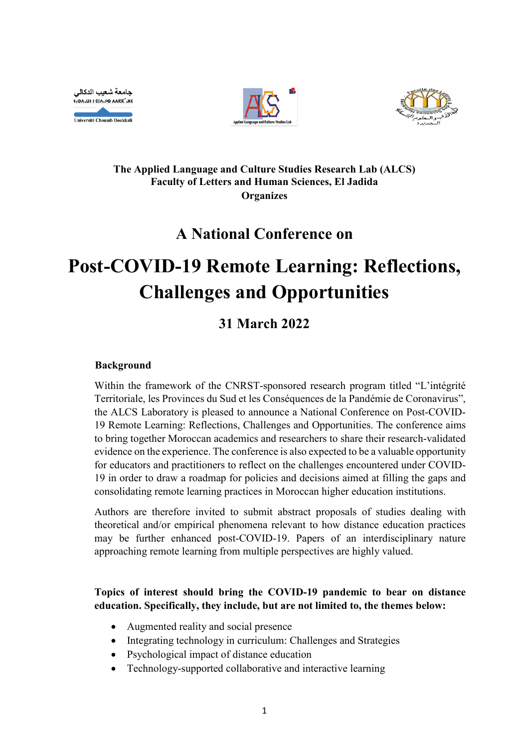**The Applied Language and Culture Studies Research Lab (ALCS)**
**Faculty of Letters and Human Sciences, El Jadida**
**Organizes**

## A National Conference on

# Post-COVID-19 Remote Learning: Reflections, Challenges and Opportunities

## 31 March 2022

### Background

Within the framework of the CNRST-sponsored research program titled "L'intégrité Territoriale, les Provinces du Sud et les Conséquences de la Pandémie de Coronavirus", the ALCS Laboratory is pleased to announce a National Conference on Post-COVID-19 Remote Learning: Reflections, Challenges and Opportunities. The conference aims to bring together Moroccan academics and researchers to share their research-validated evidence on the experience. The conference is also expected to be a valuable opportunity for educators and practitioners to reflect on the challenges encountered under COVID-19 in order to draw a roadmap for policies and decisions aimed at filling the gaps and consolidating remote learning practices in Moroccan higher education institutions.

Authors are therefore invited to submit abstract proposals of studies dealing with theoretical and/or empirical phenomena relevant to how distance education practices may be further enhanced post-COVID-19. Papers of an interdisciplinary nature approaching remote learning from multiple perspectives are highly valued.

**Topics of interest should bring the COVID-19 pandemic to bear on distance education. Specifically, they include, but are not limited to, the themes below:**

- Augmented reality and social presence
- Integrating technology in curriculum: Challenges and Strategies
- Psychological impact of distance education
- Technology-supported collaborative and interactive learning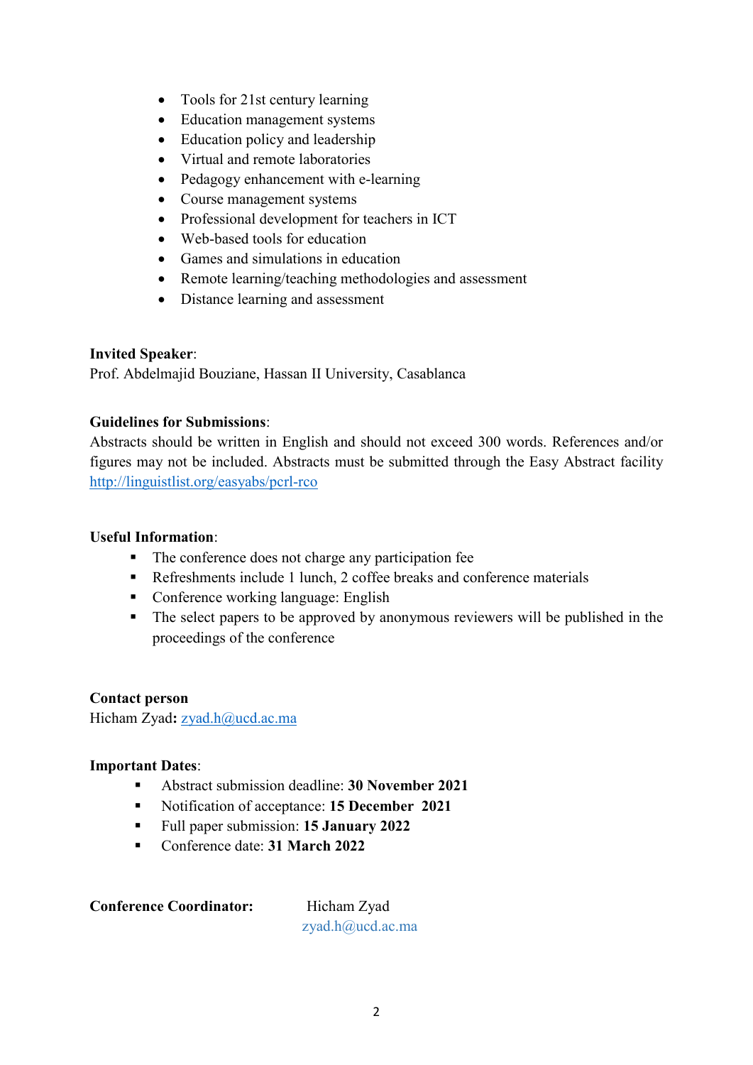- Tools for 21st century learning
- Education management systems
- Education policy and leadership
- Virtual and remote laboratories
- Pedagogy enhancement with e-learning
- Course management systems
- Professional development for teachers in ICT
- Web-based tools for education
- Games and simulations in education
- Remote learning/teaching methodologies and assessment
- Distance learning and assessment

**Invited Speaker**:
Prof. Abdelmajid Bouziane, Hassan II University, Casablanca

**Guidelines for Submissions**:
Abstracts should be written in English and should not exceed 300 words. References and/or figures may not be included. Abstracts must be submitted through the Easy Abstract facility [http://linguistlist.org/easyabs/pcrl-rco](http://linguistlist.org/easyabs/pcrl-rco)

**Useful Information**:

- The conference does not charge any participation fee
- Refreshments include 1 lunch, 2 coffee breaks and conference materials
- Conference working language: English
- The select papers to be approved by anonymous reviewers will be published in the proceedings of the conference

**Contact person**
Hicham Zyad**:** zyad.h@ucd.ac.ma

**Important Dates**:

- Abstract submission deadline: **30 November 2021**
- Notification of acceptance: **15 December 2021**
- Full paper submission: **15 January 2022**
- Conference date: **31 March 2022**

**Conference Coordinator:** Hicham Zyad
zyad.h@ucd.ac.ma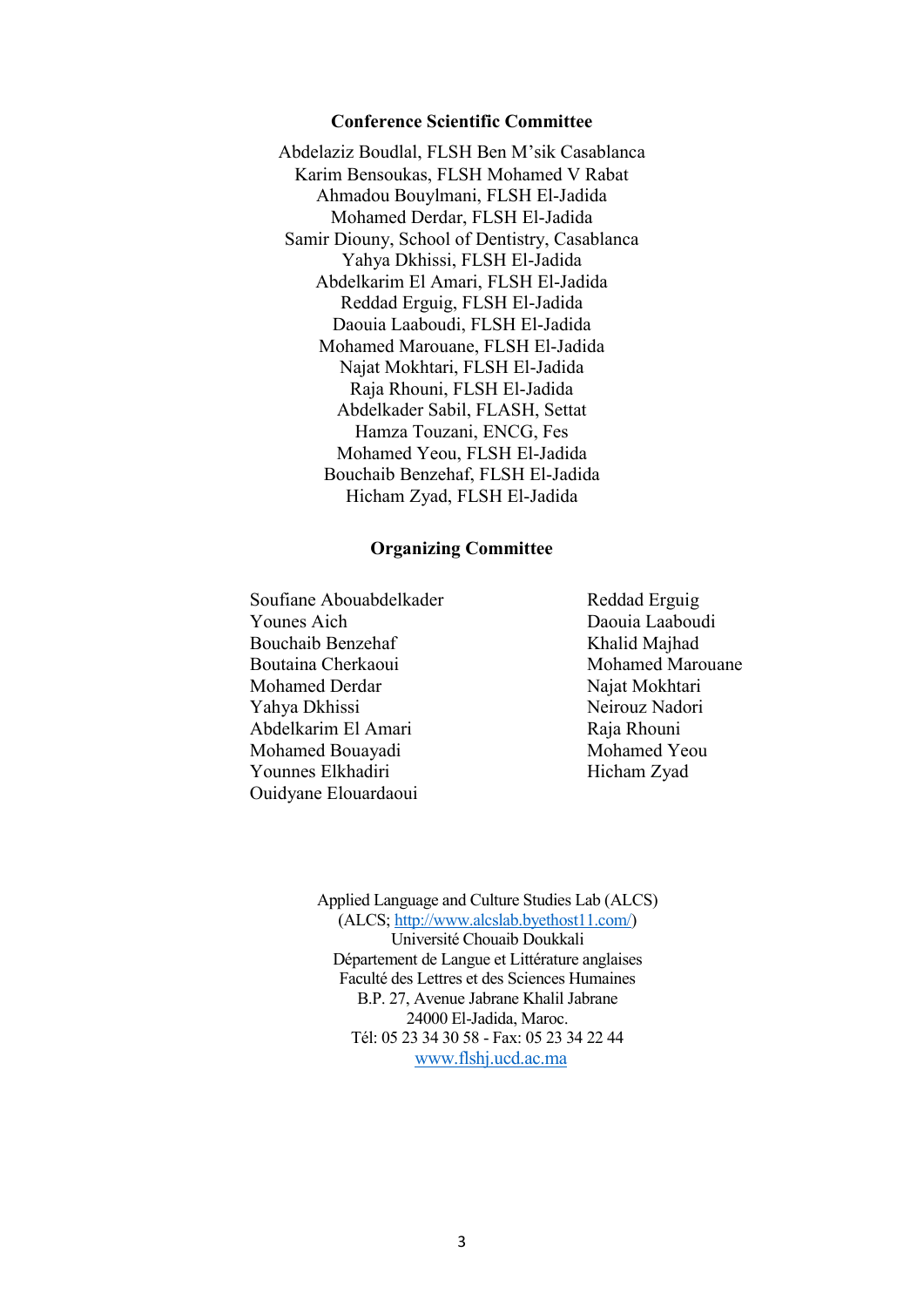## Conference Scientific Committee

Abdelaziz Boudlal, FLSH Ben M'sik Casablanca
Karim Bensoukas, FLSH Mohamed V Rabat
Ahmadou Bouylmani, FLSH El-Jadida
Mohamed Derdar, FLSH El-Jadida
Samir Diouny, School of Dentistry, Casablanca
Yahya Dkhissi, FLSH El-Jadida
Abdelkarim El Amari, FLSH El-Jadida
Reddad Erguig, FLSH El-Jadida
Daouia Laaboudi, FLSH El-Jadida
Mohamed Marouane, FLSH El-Jadida
Najat Mokhtari, FLSH El-Jadida
Raja Rhouni, FLSH El-Jadida
Abdelkader Sabil, FLASH, Settat
Hamza Touzani, ENCG, Fes
Mohamed Yeou, FLSH El-Jadida
Bouchaib Benzehaf, FLSH El-Jadida
Hicham Zyad, FLSH El-Jadida

## Organizing Committee

Soufiane Abouabdelkader
Younes Aich
Bouchaib Benzehaf
Boutaina Cherkaoui
Mohamed Derdar
Yahya Dkhissi
Abdelkarim El Amari
Mohamed Bouayadi
Younnes Elkhadiri
Ouidyane Elouardaoui
Reddad Erguig
Daouia Laaboudi
Khalid Majhad
Mohamed Marouane
Najat Mokhtari
Neirouz Nadori
Raja Rhouni
Mohamed Yeou
Hicham Zyad

Applied Language and Culture Studies Lab (ALCS)
(ALCS; http://www.alcslab.byethost11.com/)
Université Chouaib Doukkali
Département de Langue et Littérature anglaises
Faculté des Lettres et des Sciences Humaines
B.P. 27, Avenue Jabrane Khalil Jabrane
24000 El-Jadida, Maroc.
Tél: 05 23 34 30 58 - Fax: 05 23 34 22 44
www.flshj.ucd.ac.ma